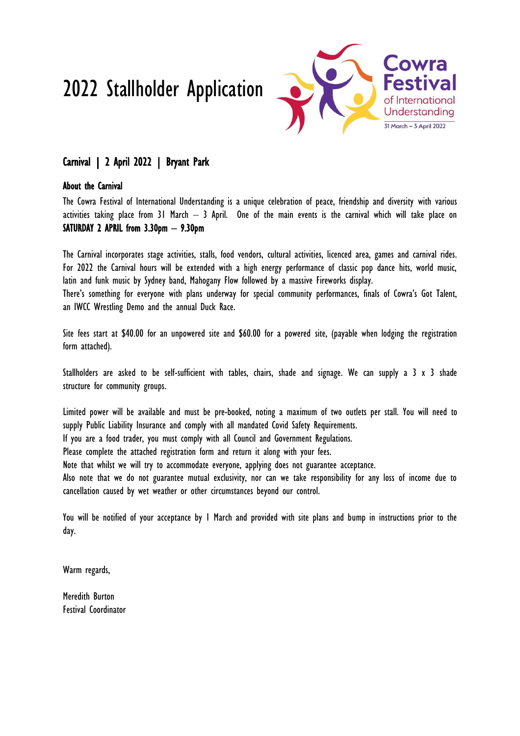# 2022 Stallholder Application

Cowra Festival of International Understanding
31 March – 3 April 2022

## Carnival | 2 April 2022 | Bryant Park

### About the Carnival

The Cowra Festival of International Understanding is a unique celebration of peace, friendship and diversity with various activities taking place from 31 March – 3 April. One of the main events is the carnival which will take place on **SATURDAY 2 APRIL from 3.30pm – 9.30pm**

The Carnival incorporates stage activities, stalls, food vendors, cultural activities, licenced area, games and carnival rides. For 2022 the Carnival hours will be extended with a high energy performance of classic pop dance hits, world music, latin and funk music by Sydney band, Mahogany Flow followed by a massive Fireworks display.
There's something for everyone with plans underway for special community performances, finals of Cowra's Got Talent, an IWCC Wrestling Demo and the annual Duck Race.

Site fees start at $40.00 for an unpowered site and $60.00 for a powered site, (payable when lodging the registration form attached).

Stallholders are asked to be self-sufficient with tables, chairs, shade and signage. We can supply a 3 x 3 shade structure for community groups.

Limited power will be available and must be pre-booked, noting a maximum of two outlets per stall. You will need to supply Public Liability Insurance and comply with all mandated Covid Safety Requirements.
If you are a food trader, you must comply with all Council and Government Regulations.
Please complete the attached registration form and return it along with your fees.
Note that whilst we will try to accommodate everyone, applying does not guarantee acceptance.
Also note that we do not guarantee mutual exclusivity, nor can we take responsibility for any loss of income due to cancellation caused by wet weather or other circumstances beyond our control.

You will be notified of your acceptance by 1 March and provided with site plans and bump in instructions prior to the day.

Warm regards,

Meredith Burton
Festival Coordinator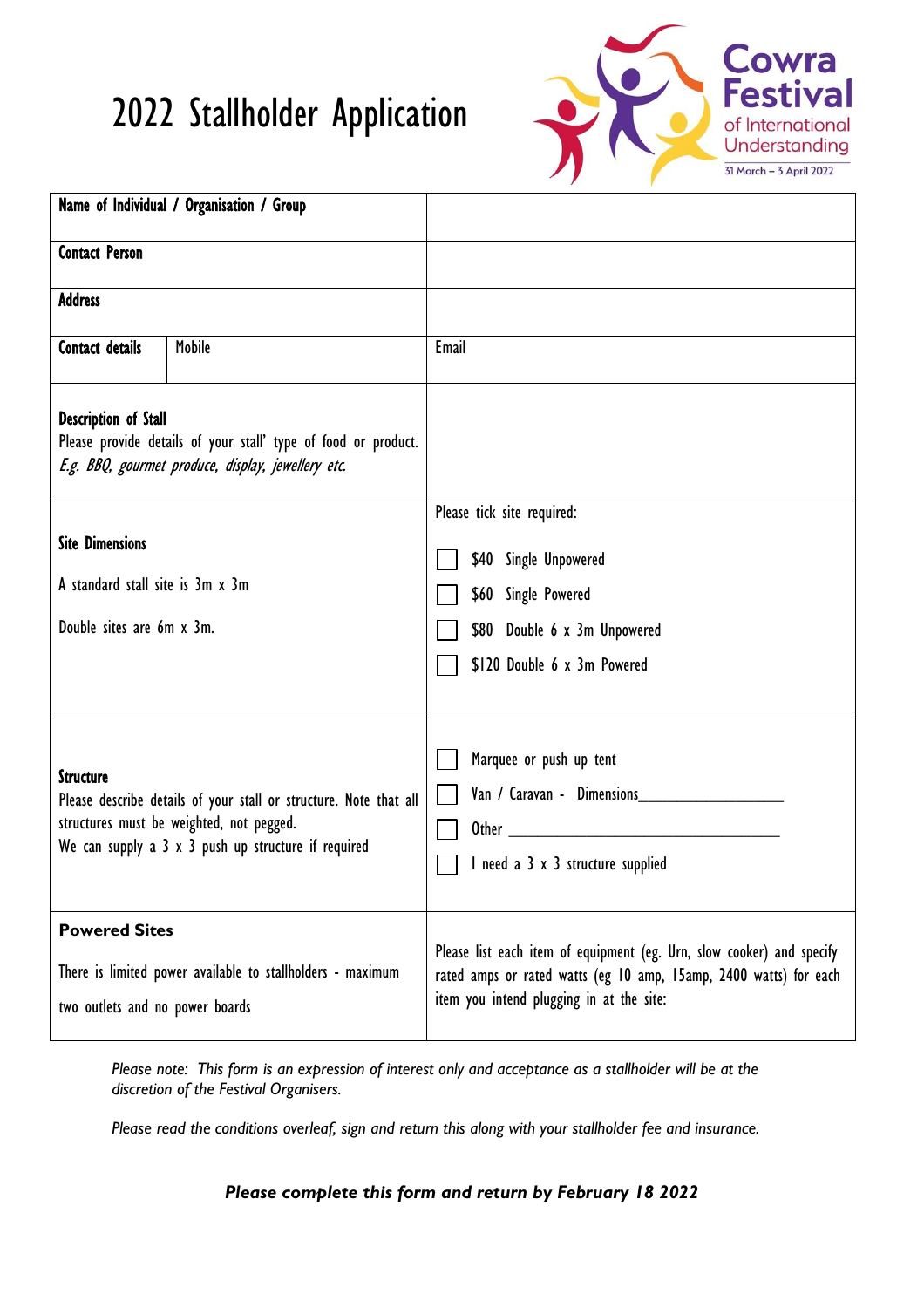# 2022 Stallholder Application

**Cowra Festival** of International Understanding
31 March – 3 April 2022

| **Name of Individual / Organisation / Group** | | |
|---|---|---|
| **Contact Person** | | |
| **Address** | | |
| **Contact details** | Mobile | Email |
| **Description of Stall**<br>Please provide details of your stall' type of food or product.<br>*E.g. BBQ, gourmet produce, display, jewellery etc.* | | |
| **Site Dimensions**<br>A standard stall site is 3m x 3m<br>Double sites are 6m x 3m. | | Please tick site required:<br>☐ $40 Single Unpowered<br>☐ $60 Single Powered<br>☐ $80 Double 6 x 3m Unpowered<br>☐ $120 Double 6 x 3m Powered |
| **Structure**<br>Please describe details of your stall or structure. Note that all structures must be weighted, not pegged.<br>We can supply a 3 x 3 push up structure if required | | ☐ Marquee or push up tent<br>☐ Van / Caravan - Dimensions_________________<br>☐ Other _______________________________<br>☐ I need a 3 x 3 structure supplied |
| **Powered Sites**<br>There is limited power available to stallholders - maximum two outlets and no power boards | | Please list each item of equipment (eg. Urn, slow cooker) and specify rated amps or rated watts (eg 10 amp, 15amp, 2400 watts) for each item you intend plugging in at the site: |

*Please note: This form is an expression of interest only and acceptance as a stallholder will be at the discretion of the Festival Organisers.*

*Please read the conditions overleaf, sign and return this along with your stallholder fee and insurance.*

***Please complete this form and return by February 18 2022***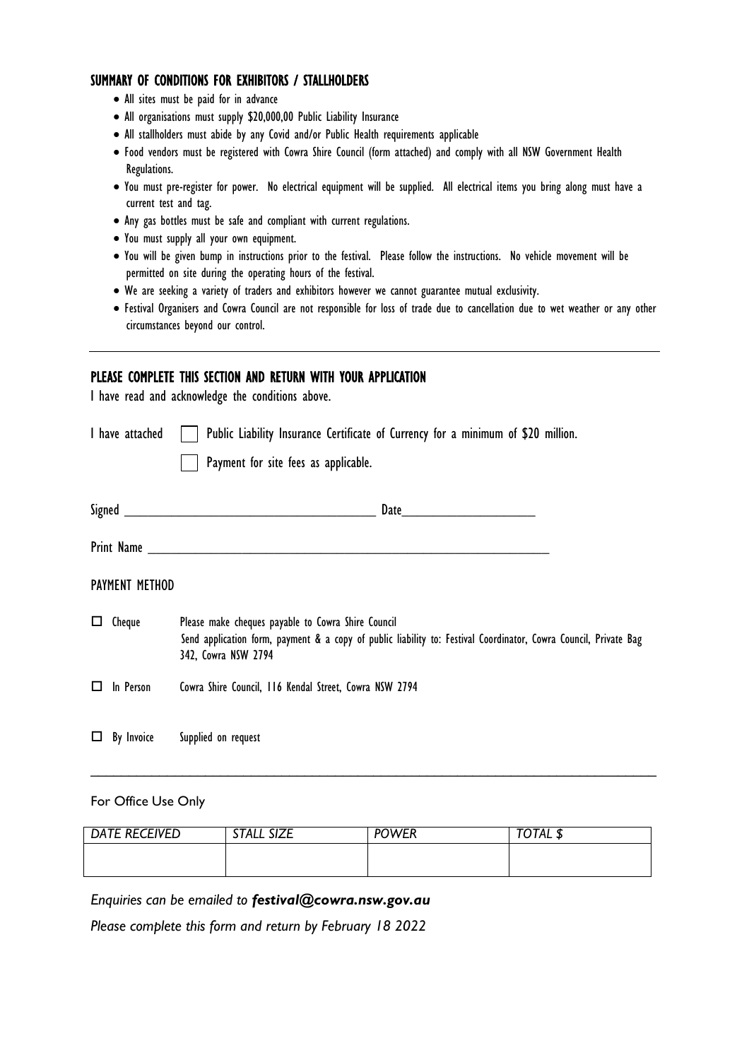## SUMMARY OF CONDITIONS FOR EXHIBITORS / STALLHOLDERS

- All sites must be paid for in advance
- All organisations must supply $20,000,00 Public Liability Insurance
- All stallholders must abide by any Covid and/or Public Health requirements applicable
- Food vendors must be registered with Cowra Shire Council (form attached) and comply with all NSW Government Health Regulations.
- You must pre-register for power. No electrical equipment will be supplied. All electrical items you bring along must have a current test and tag.
- Any gas bottles must be safe and compliant with current regulations.
- You must supply all your own equipment.
- You will be given bump in instructions prior to the festival. Please follow the instructions. No vehicle movement will be permitted on site during the operating hours of the festival.
- We are seeking a variety of traders and exhibitors however we cannot guarantee mutual exclusivity.
- Festival Organisers and Cowra Council are not responsible for loss of trade due to cancellation due to wet weather or any other circumstances beyond our control.

---

## PLEASE COMPLETE THIS SECTION AND RETURN WITH YOUR APPLICATION

I have read and acknowledge the conditions above.

I have attached ☐ Public Liability Insurance Certificate of Currency for a minimum of $20 million.

☐ Payment for site fees as applicable.

Signed ______________________________ Date__________________

Print Name ______________________________________________

PAYMENT METHOD

☐ Cheque — Please make cheques payable to Cowra Shire Council
Send application form, payment & a copy of public liability to: Festival Coordinator, Cowra Council, Private Bag 342, Cowra NSW 2794

☐ In Person — Cowra Shire Council, 116 Kendal Street, Cowra NSW 2794

☐ By Invoice — Supplied on request

---

For Office Use Only

| *DATE RECEIVED* | *STALL SIZE* | *POWER* | *TOTAL $* |
|---|---|---|---|
| | | | |

*Enquiries can be emailed to* ***festival@cowra.nsw.gov.au***

*Please complete this form and return by February 18 2022*